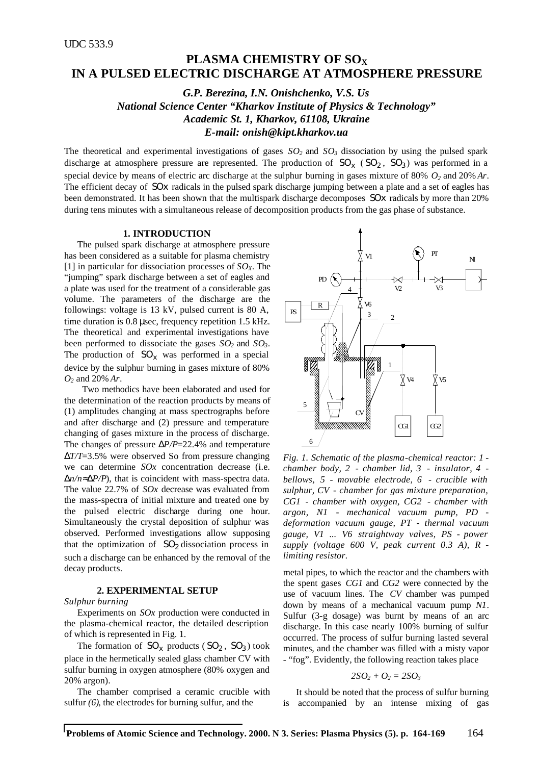UDC 533.9

# PLASMA CHEMISTRY OF $SO_X$ IN A PULSED ELECTRIC DISCHARGE AT ATMOSPHERE PRESSURE

***G.P. Berezina, I.N. Onishchenko, V.S. Us***
***National Science Center "Kharkov Institute of Physics & Technology"***
***Academic St. 1, Kharkov, 61108, Ukraine***
***E-mail: onish@kipt.kharkov.ua***

The theoretical and experimental investigations of gases $SO_2$ and $SO_3$ dissociation by using the pulsed spark discharge at atmosphere pressure are represented. The production of $SO_x$ ($SO_2$, $SO_3$) was performed in a special device by means of electric arc discharge at the sulphur burning in gases mixture of 80% $O_2$ and 20% *Ar*. The efficient decay of $SOx$ radicals in the pulsed spark discharge jumping between a plate and a set of eagles has been demonstrated. It has been shown that the multispark discharge decomposes $SOx$ radicals by more than 20% during tens minutes with a simultaneous release of decomposition products from the gas phase of substance.

## 1. INTRODUCTION

The pulsed spark discharge at atmosphere pressure has been considered as a suitable for plasma chemistry [1] in particular for dissociation processes of $SO_X$. The "jumping" spark discharge between a set of eagles and a plate was used for the treatment of a considerable gas volume. The parameters of the discharge are the followings: voltage is 13 kV, pulsed current is 80 A, time duration is 0.8 μsec, frequency repetition 1.5 kHz. The theoretical and experimental investigations have been performed to dissociate the gases $SO_2$ and $SO_3$. The production of $SO_x$ was performed in a special device by the sulphur burning in gases mixture of 80% $O_2$ and 20% *Ar*.

Two methodics have been elaborated and used for the determination of the reaction products by means of (1) amplitudes changing at mass spectrographs before and after discharge and (2) pressure and temperature changing of gases mixture in the process of discharge. The changes of pressure $\Delta P/P$=22.4% and temperature $\Delta T/T$=3.5% were observed So from pressure changing we can determine *SOx* concentration decrease (i.e. $\Delta n/n \approx \Delta P/P$), that is coincident with mass-spectra data. The value 22.7% of *SOx* decrease was evaluated from the mass-spectra of initial mixture and treated one by the pulsed electric discharge during one hour. Simultaneously the crystal deposition of sulphur was observed. Performed investigations allow supposing that the optimization of $SO_2$ dissociation process in such a discharge can be enhanced by the removal of the decay products.

## 2. EXPERIMENTAL SETUP

*Sulphur burning*

Experiments on *SOx* production were conducted in the plasma-chemical reactor, the detailed description of which is represented in Fig. 1.

The formation of $SO_x$ products ($SO_2$, $SO_3$) took place in the hermetically sealed glass chamber CV with sulfur burning in oxygen atmosphere (80% oxygen and 20% argon).

The chamber comprised a ceramic crucible with sulfur *(6)*, the electrodes for burning sulfur, and the metal pipes, to which the reactor and the chambers with the spent gases *CG1* and *CG2* were connected by the use of vacuum lines. The *CV* chamber was pumped down by means of a mechanical vacuum pump *N1*. Sulfur (3-g dosage) was burnt by means of an arc discharge. In this case nearly 100% burning of sulfur occurred. The process of sulfur burning lasted several minutes, and the chamber was filled with a misty vapor - "fog". Evidently, the following reaction takes place

$$2SO_2 + O_2 = 2SO_3$$

It should be noted that the process of sulfur burning is accompanied by an intense mixing of gas

*Fig. 1. Schematic of the plasma-chemical reactor: 1 - chamber body, 2 - chamber lid, 3 - insulator, 4 - bellows, 5 - movable electrode, 6 - crucible with sulphur, CV - chamber for gas mixture preparation, CG1 - chamber with oxygen, CG2 - chamber with argon, N1 - mechanical vacuum pump, PD - deformation vacuum gauge, PT - thermal vacuum gauge, V1 ... V6 straightway valves, PS - power supply (voltage 600 V, peak current 0.3 A), R - limiting resistor.*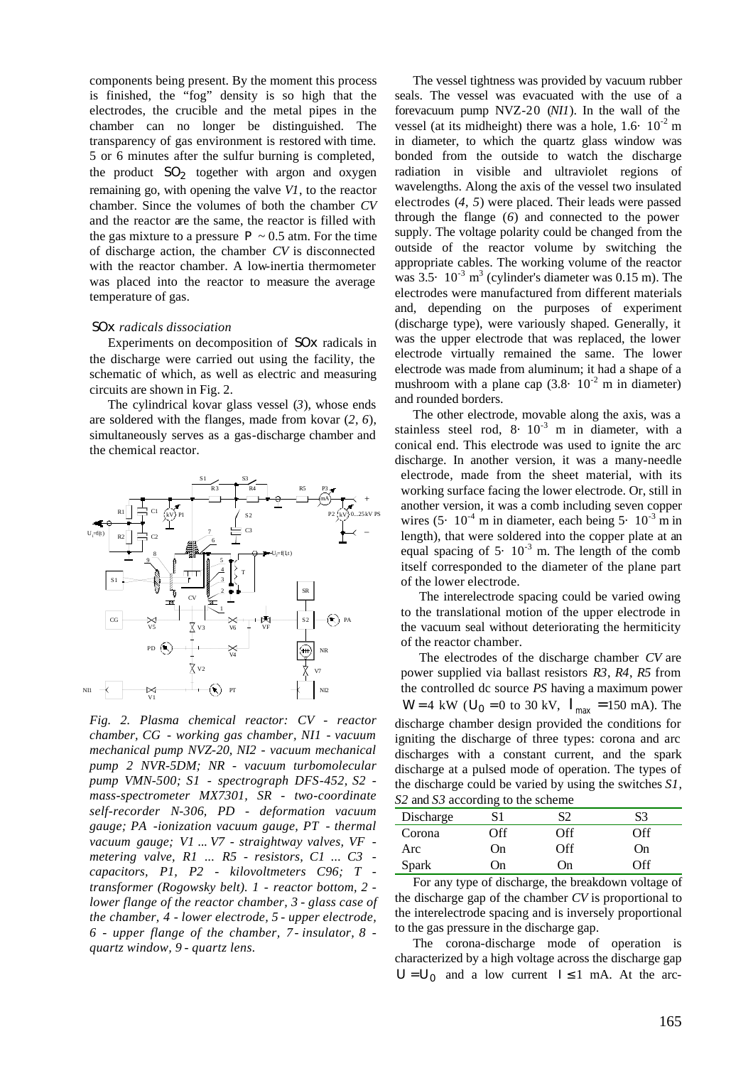components being present. By the moment this process is finished, the "fog" density is so high that the electrodes, the crucible and the metal pipes in the chamber can no longer be distinguished. The transparency of gas environment is restored with time. 5 or 6 minutes after the sulfur burning is completed, the product $SO_2$ together with argon and oxygen remaining go, with opening the valve *V1*, to the reactor chamber. Since the volumes of both the chamber *CV* and the reactor are the same, the reactor is filled with the gas mixture to a pressure $P \sim 0.5$ atm. For the time of discharge action, the chamber *CV* is disconnected with the reactor chamber. A low-inertia thermometer was placed into the reactor to measure the average temperature of gas.

### $SOx$ *radicals dissociation*

Experiments on decomposition of $SOx$ radicals in the discharge were carried out using the facility, the schematic of which, as well as electric and measuring circuits are shown in Fig. 2.

The cylindrical kovar glass vessel (*3*), whose ends are soldered with the flanges, made from kovar (*2*, *6*), simultaneously serves as a gas-discharge chamber and the chemical reactor.

*Fig. 2. Plasma chemical reactor: CV - reactor chamber, CG - working gas chamber, NI1 - vacuum mechanical pump NVZ-20, NI2 - vacuum mechanical pump 2 NVR-5DM; NR - vacuum turbomolecular pump VMN-500; S1 - spectrograph DFS-452, S2 - mass-spectrometer MX7301, SR - two-coordinate self-recorder N-306, PD - deformation vacuum gauge; PA -ionization vacuum gauge, PT - thermal vacuum gauge; V1 ... V7 - straightway valves, VF - metering valve, R1 ... R5 - resistors, C1 ... C3 - capacitors, P1, P2 - kilovoltmeters C96; T - transformer (Rogowsky belt). 1 - reactor bottom, 2 - lower flange of the reactor chamber, 3 - glass case of the chamber, 4 - lower electrode, 5 - upper electrode, 6 - upper flange of the chamber, 7 - insulator, 8 - quartz window, 9 - quartz lens.*

The vessel tightness was provided by vacuum rubber seals. The vessel was evacuated with the use of a forevacuum pump NVZ-20 (*NI1*). In the wall of the vessel (at its midheight) there was a hole, $1.6 \cdot 10^{-2}$ m in diameter, to which the quartz glass window was bonded from the outside to watch the discharge radiation in visible and ultraviolet regions of wavelengths. Along the axis of the vessel two insulated electrodes (*4*, *5*) were placed. Their leads were passed through the flange (*6*) and connected to the power supply. The voltage polarity could be changed from the outside of the reactor volume by switching the appropriate cables. The working volume of the reactor was $3.5 \cdot 10^{-3}$ $m^3$ (cylinder's diameter was 0.15 m). The electrodes were manufactured from different materials and, depending on the purposes of experiment (discharge type), were variously shaped. Generally, it was the upper electrode that was replaced, the lower electrode virtually remained the same. The lower electrode was made from aluminum; it had a shape of a mushroom with a plane cap ($3.8 \cdot 10^{-2}$ m in diameter) and rounded borders.

The other electrode, movable along the axis, was a stainless steel rod, $8 \cdot 10^{-3}$ m in diameter, with a conical end. This electrode was used to ignite the arc discharge. In another version, it was a many-needle electrode, made from the sheet material, with its working surface facing the lower electrode. Or, still in another version, it was a comb including seven copper wires ($5 \cdot 10^{-4}$ m in diameter, each being $5 \cdot 10^{-3}$ m in length), that were soldered into the copper plate at an equal spacing of $5 \cdot 10^{-3}$ m. The length of the comb itself corresponded to the diameter of the plane part of the lower electrode.

The interelectrode spacing could be varied owing to the translational motion of the upper electrode in the vacuum seal without deteriorating the hermiticity of the reactor chamber.

The electrodes of the discharge chamber *CV* are power supplied via ballast resistors *R3*, *R4*, *R5* from the controlled dc source *PS* having a maximum power $W = 4$ kW ($U_0 = 0$ to 30 kV, $I_{max} = 150$ mA). The discharge chamber design provided the conditions for igniting the discharge of three types: corona and arc discharges with a constant current, and the spark discharge at a pulsed mode of operation. The types of the discharge could be varied by using the switches *S1*, *S2* and *S3* according to the scheme

| Discharge | S1 | S2 | S3 |
|---|---|---|---|
| Corona | Off | Off | Off |
| Arc | On | Off | On |
| Spark | On | On | Off |

For any type of discharge, the breakdown voltage of the discharge gap of the chamber *CV* is proportional to the interelectrode spacing and is inversely proportional to the gas pressure in the discharge gap.

The corona-discharge mode of operation is characterized by a high voltage across the discharge gap $U = U_0$ and a low current $I \leq 1$ mA. At the arc-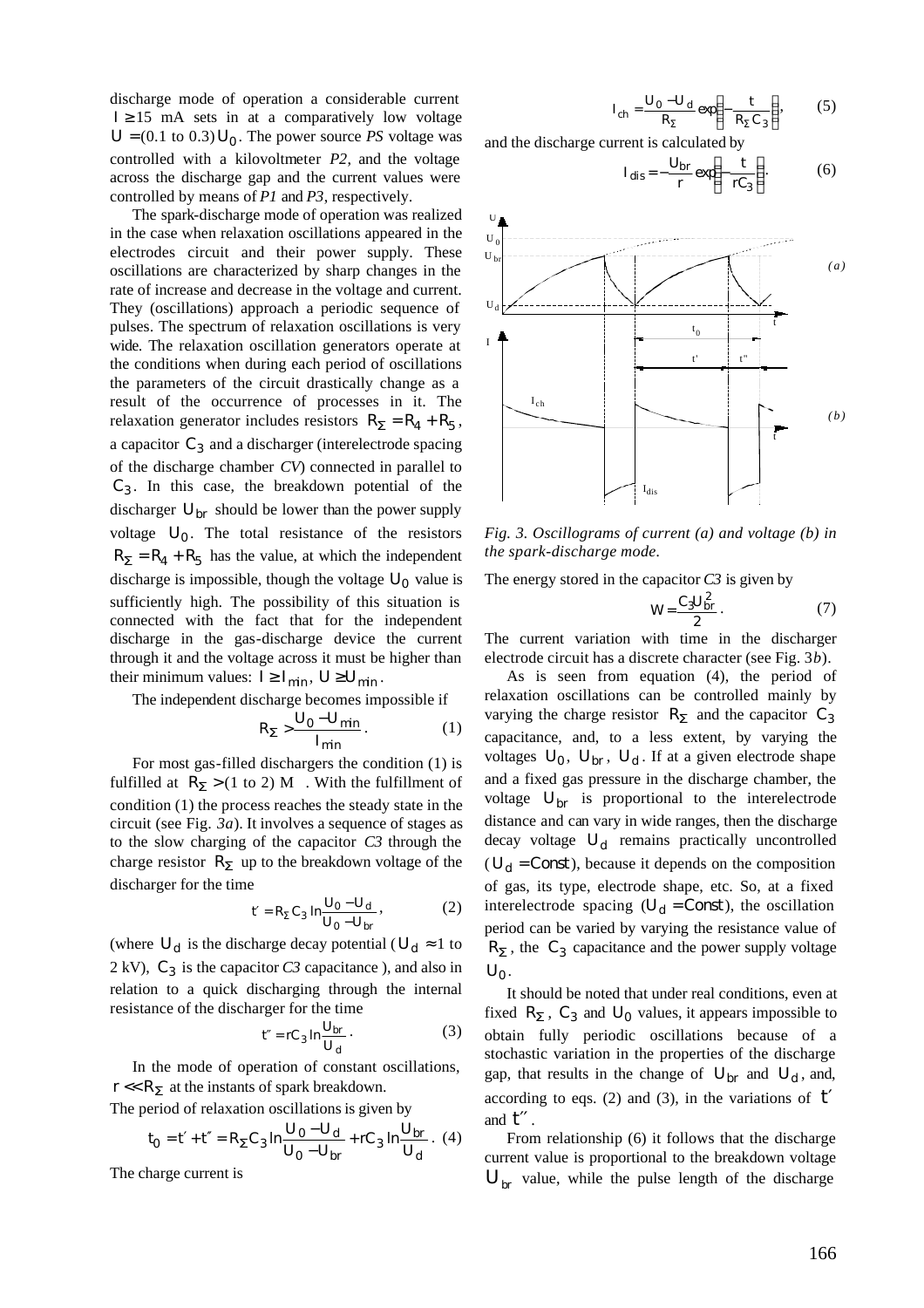discharge mode of operation a considerable current $I \geq 15$ mA sets in at a comparatively low voltage $U = (0.1$ to $0.3) U_0$. The power source *PS* voltage was controlled with a kilovoltmeter *P2*, and the voltage across the discharge gap and the current values were controlled by means of *P1* and *P3*, respectively.

The spark-discharge mode of operation was realized in the case when relaxation oscillations appeared in the electrodes circuit and their power supply. These oscillations are characterized by sharp changes in the rate of increase and decrease in the voltage and current. They (oscillations) approach a periodic sequence of pulses. The spectrum of relaxation oscillations is very wide. The relaxation oscillation generators operate at the conditions when during each period of oscillations the parameters of the circuit drastically change as a result of the occurrence of processes in it. The relaxation generator includes resistors $R_\Sigma = R_4 + R_5$, a capacitor $C_3$ and a discharger (interelectrode spacing of the discharge chamber *CV*) connected in parallel to $C_3$. In this case, the breakdown potential of the discharger $U_{br}$ should be lower than the power supply voltage $U_0$. The total resistance of the resistors $R_\Sigma = R_4 + R_5$ has the value, at which the independent discharge is impossible, though the voltage $U_0$ value is sufficiently high. The possibility of this situation is connected with the fact that for the independent discharge in the gas-discharge device the current through it and the voltage across it must be higher than their minimum values: $I \geq I_{min}$, $U \geq U_{min}$.

The independent discharge becomes impossible if

$$R_\Sigma > \frac{U_0 - U_{min}}{I_{min}}. \qquad (1)$$

For most gas-filled dischargers the condition (1) is fulfilled at $R_\Sigma > (1$ to $2)$ MΩ. With the fulfillment of condition (1) the process reaches the steady state in the circuit (see Fig. *3a*). It involves a sequence of stages as to the slow charging of the capacitor *C3* through the charge resistor $R_\Sigma$ up to the breakdown voltage of the discharger for the time

$$t' = R_\Sigma C_3 \ln \frac{U_0 - U_d}{U_0 - U_{br}}, \qquad (2)$$

(where $U_d$ is the discharge decay potential ($U_d \approx 1$ to 2 kV), $C_3$ is the capacitor *C3* capacitance ), and also in relation to a quick discharging through the internal resistance of the discharger for the time

$$t'' = rC_3 \ln \frac{U_{br}}{U_d}. \qquad (3)$$

In the mode of operation of constant oscillations, $r << R_\Sigma$ at the instants of spark breakdown.

The period of relaxation oscillations is given by

$$t_0 = t' + t'' = R_\Sigma C_3 \ln \frac{U_0 - U_d}{U_0 - U_{br}} + rC_3 \ln \frac{U_{br}}{U_d}. \qquad (4)$$

The charge current is

$$I_{ch} = \frac{U_0 - U_d}{R_\Sigma} \exp\left(-\frac{t}{R_\Sigma C_3}\right), \qquad (5)$$

and the discharge current is calculated by

$$I_{dis} = -\frac{U_{br}}{r} \exp\left(-\frac{t}{rC_3}\right). \qquad (6)$$

*Fig. 3. Oscillograms of current (a) and voltage (b) in the spark-discharge mode.*

The energy stored in the capacitor *C3* is given by

$$W = \frac{C_3 U_{br}^2}{2}. \qquad (7)$$

The current variation with time in the discharger electrode circuit has a discrete character (see Fig. 3*b*).

As is seen from equation (4), the period of relaxation oscillations can be controlled mainly by varying the charge resistor $R_\Sigma$ and the capacitor $C_3$ capacitance, and, to a less extent, by varying the voltages $U_0$, $U_{br}$, $U_d$. If at a given electrode shape and a fixed gas pressure in the discharge chamber, the voltage $U_{br}$ is proportional to the interelectrode distance and can vary in wide ranges, then the discharge decay voltage $U_d$ remains practically uncontrolled ($U_d = Const$), because it depends on the composition of gas, its type, electrode shape, etc. So, at a fixed interelectrode spacing ($U_d = Const$), the oscillation period can be varied by varying the resistance value of $R_\Sigma$, the $C_3$ capacitance and the power supply voltage $U_0$.

It should be noted that under real conditions, even at fixed $R_\Sigma$, $C_3$ and $U_0$ values, it appears impossible to obtain fully periodic oscillations because of a stochastic variation in the properties of the discharge gap, that results in the change of $U_{br}$ and $U_d$, and, according to eqs. (2) and (3), in the variations of $t'$ and $t''$.

From relationship (6) it follows that the discharge current value is proportional to the breakdown voltage $U_{br}$ value, while the pulse length of the discharge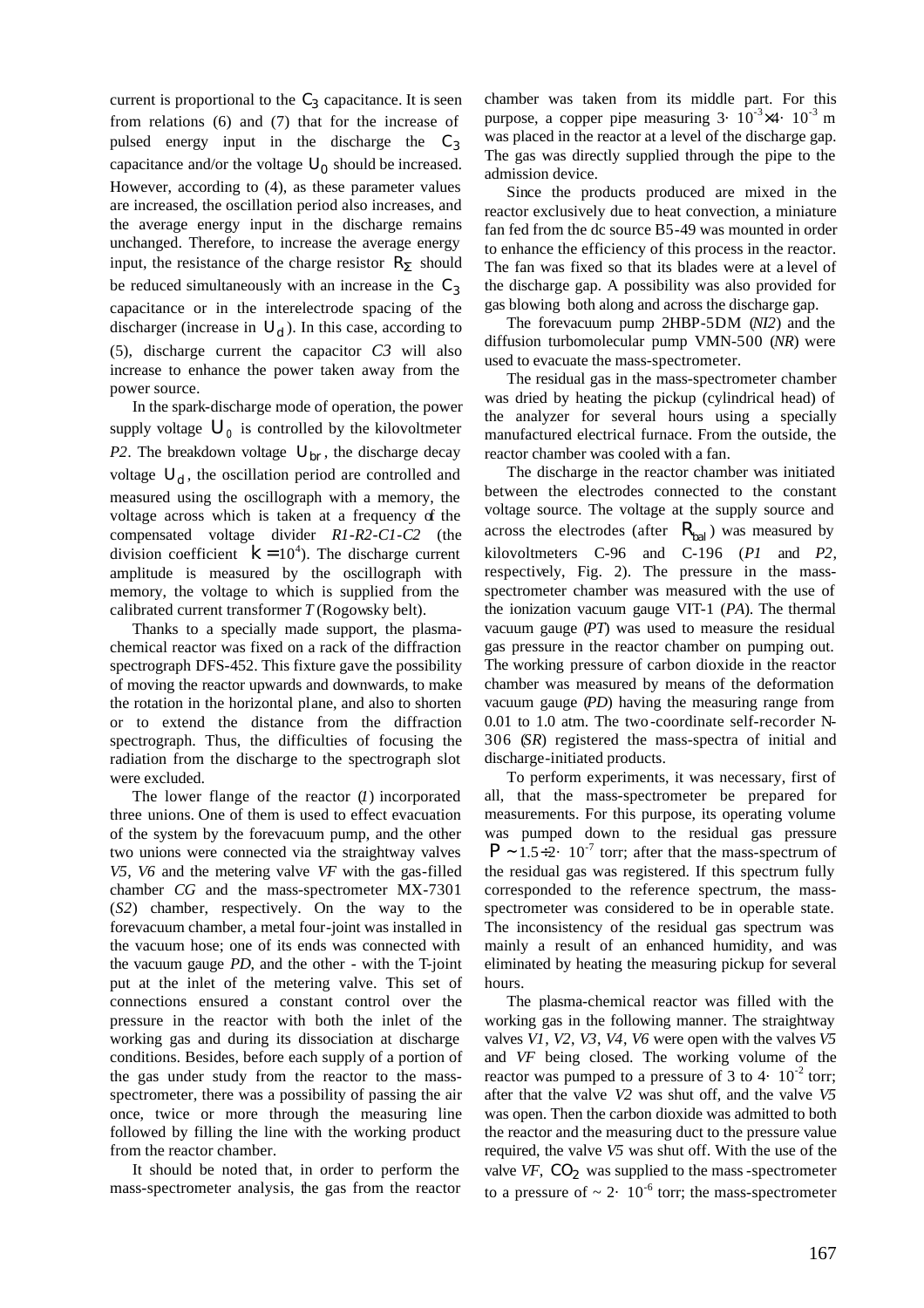current is proportional to the $C_3$ capacitance. It is seen from relations (6) and (7) that for the increase of pulsed energy input in the discharge the $C_3$ capacitance and/or the voltage $U_0$ should be increased. However, according to (4), as these parameter values are increased, the oscillation period also increases, and the average energy input in the discharge remains unchanged. Therefore, to increase the average energy input, the resistance of the charge resistor $R_\Sigma$ should be reduced simultaneously with an increase in the $C_3$ capacitance or in the interelectrode spacing of the discharger (increase in $U_d$). In this case, according to (5), discharge current the capacitor *C3* will also increase to enhance the power taken away from the power source.

In the spark-discharge mode of operation, the power supply voltage $U_0$ is controlled by the kilovoltmeter *P2*. The breakdown voltage $U_{br}$, the discharge decay voltage $U_d$, the oscillation period are controlled and measured using the oscillograph with a memory, the voltage across which is taken at a frequency of the compensated voltage divider *R1-R2-C1-C2* (the division coefficient $k = 10^4$). The discharge current amplitude is measured by the oscillograph with memory, the voltage to which is supplied from the calibrated current transformer *T* (Rogowsky belt).

Thanks to a specially made support, the plasma-chemical reactor was fixed on a rack of the diffraction spectrograph DFS-452. This fixture gave the possibility of moving the reactor upwards and downwards, to make the rotation in the horizontal plane, and also to shorten or to extend the distance from the diffraction spectrograph. Thus, the difficulties of focusing the radiation from the discharge to the spectrograph slot were excluded.

The lower flange of the reactor (*1*) incorporated three unions. One of them is used to effect evacuation of the system by the forevacuum pump, and the other two unions were connected via the straightway valves *V5*, *V6* and the metering valve *VF* with the gas-filled chamber *CG* and the mass-spectrometer MX-7301 (*S2*) chamber, respectively. On the way to the forevacuum chamber, a metal four-joint was installed in the vacuum hose; one of its ends was connected with the vacuum gauge *PD*, and the other - with the T-joint put at the inlet of the metering valve. This set of connections ensured a constant control over the pressure in the reactor with both the inlet of the working gas and during its dissociation at discharge conditions. Besides, before each supply of a portion of the gas under study from the reactor to the mass-spectrometer, there was a possibility of passing the air once, twice or more through the measuring line followed by filling the line with the working product from the reactor chamber.

It should be noted that, in order to perform the mass-spectrometer analysis, the gas from the reactor chamber was taken from its middle part. For this purpose, a copper pipe measuring $3\cdot 10^{-3}\times 4\cdot 10^{-3}$ m was placed in the reactor at a level of the discharge gap. The gas was directly supplied through the pipe to the admission device.

Since the products produced are mixed in the reactor exclusively due to heat convection, a miniature fan fed from the dc source B5-49 was mounted in order to enhance the efficiency of this process in the reactor. The fan was fixed so that its blades were at a level of the discharge gap. A possibility was also provided for gas blowing both along and across the discharge gap.

The forevacuum pump 2HBP-5DM (*NI2*) and the diffusion turbomolecular pump VMN-500 (*NR*) were used to evacuate the mass-spectrometer.

The residual gas in the mass-spectrometer chamber was dried by heating the pickup (cylindrical head) of the analyzer for several hours using a specially manufactured electrical furnace. From the outside, the reactor chamber was cooled with a fan.

The discharge in the reactor chamber was initiated between the electrodes connected to the constant voltage source. The voltage at the supply source and across the electrodes (after $R_{bal}$) was measured by kilovoltmeters C-96 and C-196 (*P1* and *P2*, respectively, Fig. 2). The pressure in the mass-spectrometer chamber was measured with the use of the ionization vacuum gauge VIT-1 (*PA*). The thermal vacuum gauge (*PT*) was used to measure the residual gas pressure in the reactor chamber on pumping out. The working pressure of carbon dioxide in the reactor chamber was measured by means of the deformation vacuum gauge (*PD*) having the measuring range from 0.01 to 1.0 atm. The two-coordinate self-recorder N-306 (*SR*) registered the mass-spectra of initial and discharge-initiated products.

To perform experiments, it was necessary, first of all, that the mass-spectrometer be prepared for measurements. For this purpose, its operating volume was pumped down to the residual gas pressure $P \sim 1.5\div 2\cdot 10^{-7}$ torr; after that the mass-spectrum of the residual gas was registered. If this spectrum fully corresponded to the reference spectrum, the mass-spectrometer was considered to be in operable state. The inconsistency of the residual gas spectrum was mainly a result of an enhanced humidity, and was eliminated by heating the measuring pickup for several hours.

The plasma-chemical reactor was filled with the working gas in the following manner. The straightway valves *V1*, *V2*, *V3*, *V4*, *V6* were open with the valves *V5* and *VF* being closed. The working volume of the reactor was pumped to a pressure of 3 to $4\cdot 10^{-2}$ torr; after that the valve *V2* was shut off, and the valve *V5* was open. Then the carbon dioxide was admitted to both the reactor and the measuring duct to the pressure value required, the valve *V5* was shut off. With the use of the valve *VF*, $CO_2$ was supplied to the mass-spectrometer to a pressure of $\sim 2\cdot 10^{-6}$ torr; the mass-spectrometer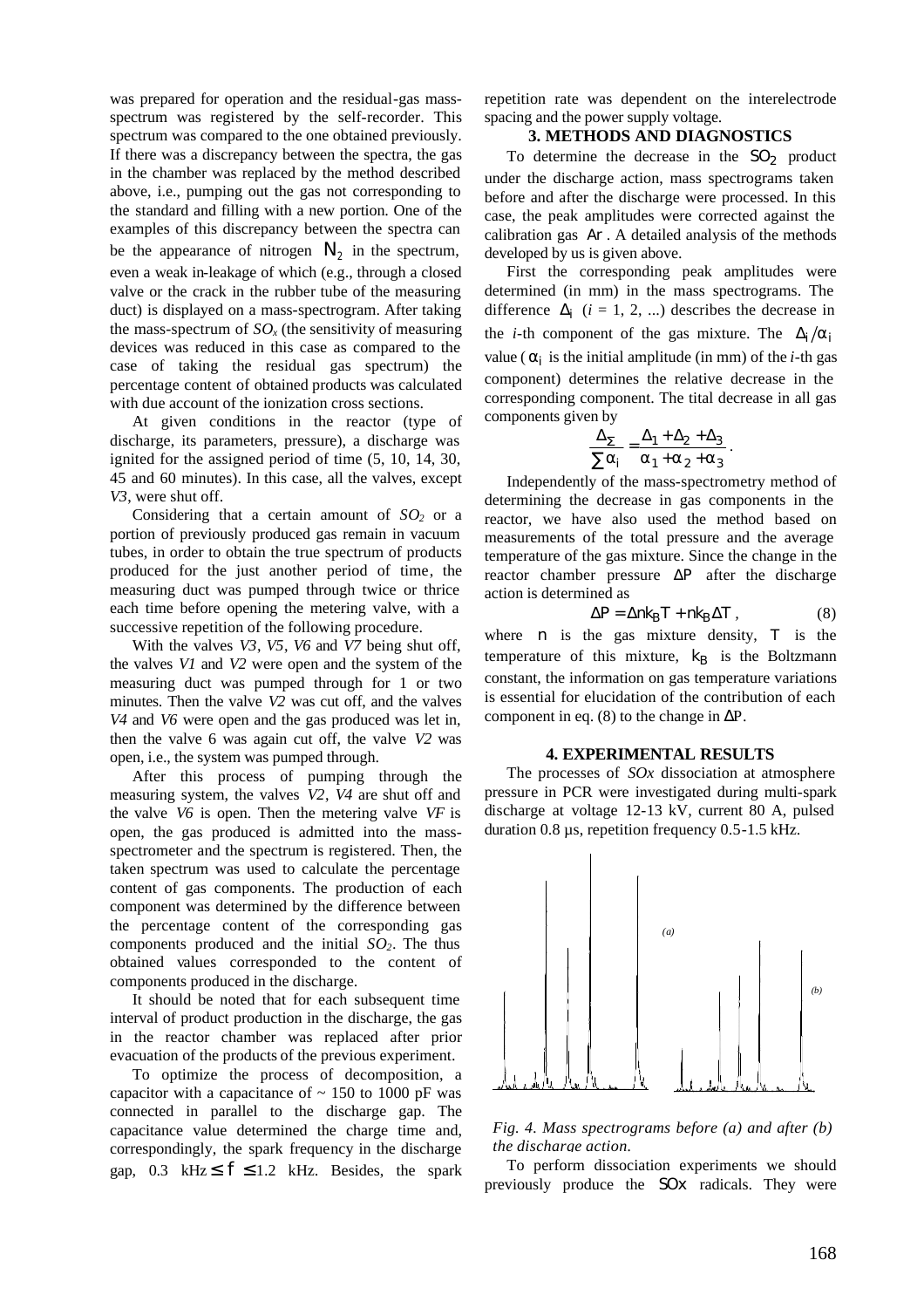was prepared for operation and the residual-gas mass-spectrum was registered by the self-recorder. This spectrum was compared to the one obtained previously. If there was a discrepancy between the spectra, the gas in the chamber was replaced by the method described above, i.e., pumping out the gas not corresponding to the standard and filling with a new portion. One of the examples of this discrepancy between the spectra can be the appearance of nitrogen $N_2$ in the spectrum, even a weak in-leakage of which (e.g., through a closed valve or the crack in the rubber tube of the measuring duct) is displayed on a mass-spectrogram. After taking the mass-spectrum of $SO_x$ (the sensitivity of measuring devices was reduced in this case as compared to the case of taking the residual gas spectrum) the percentage content of obtained products was calculated with due account of the ionization cross sections.

At given conditions in the reactor (type of discharge, its parameters, pressure), a discharge was ignited for the assigned period of time (5, 10, 14, 30, 45 and 60 minutes). In this case, all the valves, except *V3*, were shut off.

Considering that a certain amount of $SO_2$ or a portion of previously produced gas remain in vacuum tubes, in order to obtain the true spectrum of products produced for the just another period of time, the measuring duct was pumped through twice or thrice each time before opening the metering valve, with a successive repetition of the following procedure.

With the valves *V3*, *V5*, *V6* and *V7* being shut off, the valves *V1* and *V2* were open and the system of the measuring duct was pumped through for 1 or two minutes. Then the valve *V2* was cut off, and the valves *V4* and *V6* were open and the gas produced was let in, then the valve 6 was again cut off, the valve *V2* was open, i.e., the system was pumped through.

After this process of pumping through the measuring system, the valves *V2*, *V4* are shut off and the valve *V6* is open. Then the metering valve *VF* is open, the gas produced is admitted into the mass-spectrometer and the spectrum is registered. Then, the taken spectrum was used to calculate the percentage content of gas components. The production of each component was determined by the difference between the percentage content of the corresponding gas components produced and the initial $SO_2$. The thus obtained values corresponded to the content of components produced in the discharge.

It should be noted that for each subsequent time interval of product production in the discharge, the gas in the reactor chamber was replaced after prior evacuation of the products of the previous experiment.

To optimize the process of decomposition, a capacitor with a capacitance of ~ 150 to 1000 pF was connected in parallel to the discharge gap. The capacitance value determined the charge time and, correspondingly, the spark frequency in the discharge gap, 0.3 kHz $\leq f \leq$ 1.2 kHz. Besides, the spark repetition rate was dependent on the interelectrode spacing and the power supply voltage.

## 3. METHODS AND DIAGNOSTICS

To determine the decrease in the $SO_2$ product under the discharge action, mass spectrograms taken before and after the discharge were processed. In this case, the peak amplitudes were corrected against the calibration gas $Ar$. A detailed analysis of the methods developed by us is given above.

First the corresponding peak amplitudes were determined (in mm) in the mass spectrograms. The difference $\Delta_i$ ($i$ = 1, 2, ...) describes the decrease in the *i*-th component of the gas mixture. The $\Delta_i/\alpha_i$ value ($\alpha_i$ is the initial amplitude (in mm) of the *i*-th gas component) determines the relative decrease in the corresponding component. The tital decrease in all gas components given by

$$\frac{\Delta_\Sigma}{\sum \alpha_i} = \frac{\Delta_1 + \Delta_2 + \Delta_3}{\alpha_1 + \alpha_2 + \alpha_3}.$$

Independently of the mass-spectrometry method of determining the decrease in gas components in the reactor, we have also used the method based on measurements of the total pressure and the average temperature of the gas mixture. Since the change in the reactor chamber pressure $\Delta P$ after the discharge action is determined as

$$\Delta P = \Delta n k_B T + n k_B \Delta T, \qquad (8)$$

where $n$ is the gas mixture density, $T$ is the temperature of this mixture, $k_B$ is the Boltzmann constant, the information on gas temperature variations is essential for elucidation of the contribution of each component in eq. (8) to the change in $\Delta P$.

## 4. EXPERIMENTAL RESULTS

The processes of *SOx* dissociation at atmosphere pressure in PCR were investigated during multi-spark discharge at voltage 12-13 kV, current 80 A, pulsed duration 0.8 µs, repetition frequency 0.5-1.5 kHz.

*Fig. 4. Mass spectrograms before (a) and after (b) the discharge action.*

To perform dissociation experiments we should previously produce the $SOx$ radicals. They were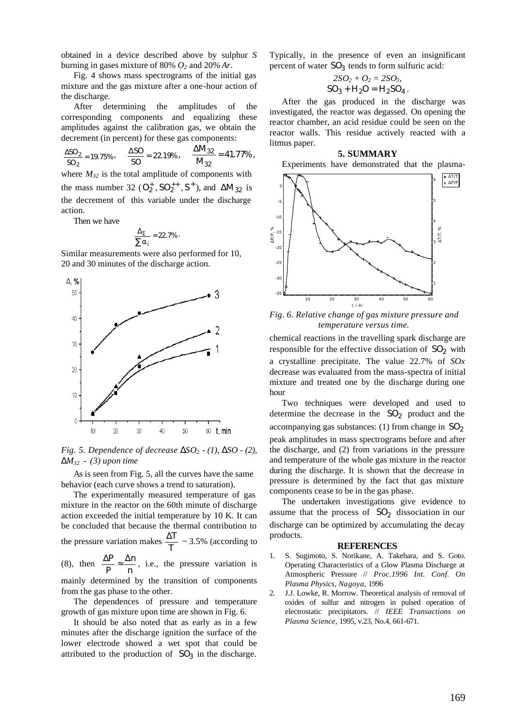obtained in a device described above by sulphur *S* burning in gases mixture of 80% $O_2$ and 20% *Ar*.

Fig. 4 shows mass spectrograms of the initial gas mixture and the gas mixture after a one-hour action of the discharge.

After determining the amplitudes of the corresponding components and equalizing these amplitudes against the calibration gas, we obtain the decrement (in percent) for these gas components:

$$\frac{\Delta SO_2}{SO_2} = 19.75\%, \quad \frac{\Delta SO}{SO} = 22.19\%, \quad \frac{\Delta M_{32}}{M_{32}} = 41.77\%,$$

where $M_{32}$ is the total amplitude of components with the mass number 32 ($O_2^+, SO_2^{++}, S^+$), and $\Delta M_{32}$ is the decrement of this variable under the discharge action.

Then we have

$$\frac{\Delta_\Sigma}{\sum \alpha_i} = 22.7\%.$$

Similar measurements were also performed for 10, 20 and 30 minutes of the discharge action.

Δ, %
50
40
30
20
10
0
10 20 30 40 50 60 t, min
3
2
1

*Fig. 5. Dependence of decrease $\Delta SO_2$ - (1), $\Delta SO$ - (2), $\Delta M_{32}$ - (3) upon time*

As is seen from Fig. 5, all the curves have the same behavior (each curve shows a trend to saturation).

The experimentally measured temperature of gas mixture in the reactor on the 60th minute of discharge action exceeded the initial temperature by 10 K. It can be concluded that because the thermal contribution to the pressure variation makes $\frac{\Delta T}{T}$ ~ 3.5% (according to (8), then $\frac{\Delta P}{P} \approx \frac{\Delta n}{n}$, i.e., the pressure variation is mainly determined by the transition of components from the gas phase to the other.

The dependences of pressure and temperature growth of gas mixture upon time are shown in Fig. 6.

It should be also noted that as early as in a few minutes after the discharge ignition the surface of the lower electrode showed a wet spot that could be attributed to the production of $SO_3$ in the discharge.

Typically, in the presence of even an insignificant percent of water $SO_3$ tends to form sulfuric acid:

$$2SO_2 + O_2 = 2SO_3,$$
$$SO_3 + H_2O = H_2SO_4.$$

After the gas produced in the discharge was investigated, the reactor was degassed. On opening the reactor chamber, an acid residue could be seen on the reactor walls. This residue actively reacted with a litmus paper.

## 5. SUMMARY

Experiments have demonstrated that the plasma-

ΔT/T
ΔP/P
0
-5
-10
-15
-20
-25
-30
-35
ΔP/P, %
6
5
4
3
2
1
ΔT/T, %
10 20 30 40 50 60
t, ì èí

*Fig. 6. Relative change of gas mixture pressure and temperature versus time.*

chemical reactions in the travelling spark discharge are responsible for the effective dissociation of $SO_2$ with a crystalline precipitate. The value 22.7% of *SOx* decrease was evaluated from the mass-spectra of initial mixture and treated one by the discharge during one hour

Two techniques were developed and used to determine the decrease in the $SO_2$ product and the accompanying gas substances: (1) from change in $SO_2$ peak amplitudes in mass spectrograms before and after the discharge, and (2) from variations in the pressure and temperature of the whole gas mixture in the reactor during the discharge. It is shown that the decrease in pressure is determined by the fact that gas mixture components cease to be in the gas phase.

The undertaken investigations give evidence to assume that the process of $SO_2$ dissociation in our discharge can be optimized by accumulating the decay products.

## REFERENCES

1. S. Sugimoto, S. Norikane, A. Takehara, and S. Goto. Operating Characteristics of a Glow Plasma Discharge at Atmospheric Pressure // *Proc.1996 Int. Conf. On Plasma Physics, Nagoya*, 1996
2. J.J. Lowke, R. Morrow. Theoretical analysis of removal of oxides of sulfur and nitrogen in pulsed operation of electrostatic precipitators. // *IEEE Transactions on Plasma Science*, 1995, v.23, No.4, 661-671.